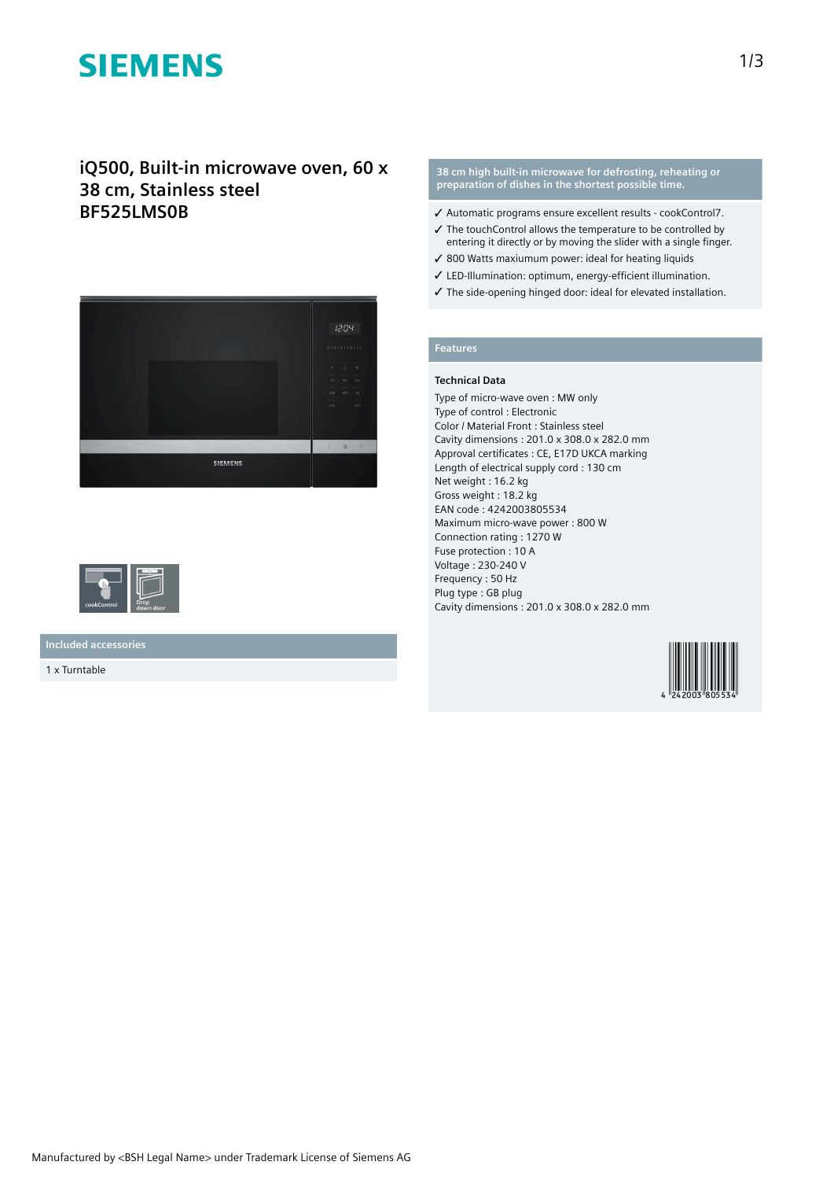# SIEMENS

## iQ500, Built-in microwave oven, 60 x 38 cm, Stainless steel
## BF525LMS0B

cookControl

Drop down door

### Included accessories

1 x Turntable

### 38 cm high built-in microwave for defrosting, reheating or preparation of dishes in the shortest possible time.

- ✓ Automatic programs ensure excellent results - cookControl7.
- ✓ The touchControl allows the temperature to be controlled by entering it directly or by moving the slider with a single finger.
- ✓ 800 Watts maxiumum power: ideal for heating liquids
- ✓ LED-Illumination: optimum, energy-efficient illumination.
- ✓ The side-opening hinged door: ideal for elevated installation.

### Features

**Technical Data**

Type of micro-wave oven : MW only
Type of control : Electronic
Color / Material Front : Stainless steel
Cavity dimensions : 201.0 x 308.0 x 282.0 mm
Approval certificates : CE, E17D UKCA marking
Length of electrical supply cord : 130 cm
Net weight : 16.2 kg
Gross weight : 18.2 kg
EAN code : 4242003805534
Maximum micro-wave power : 800 W
Connection rating : 1270 W
Fuse protection : 10 A
Voltage : 230-240 V
Frequency : 50 Hz
Plug type : GB plug
Cavity dimensions : 201.0 x 308.0 x 282.0 mm

4 242003 805534

Manufactured by <BSH Legal Name> under Trademark License of Siemens AG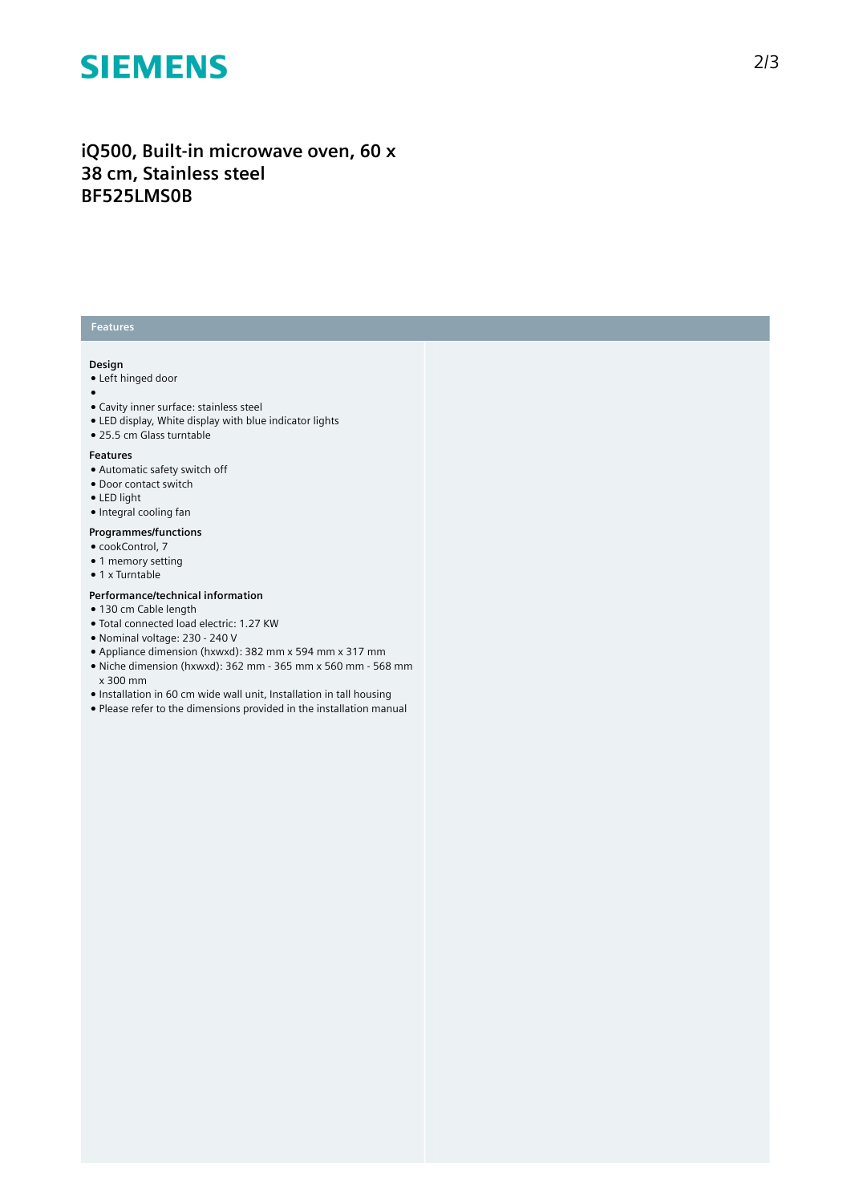# iQ500, Built-in microwave oven, 60 x 38 cm, Stainless steel
# BF525LMS0B

## Features

### Design

- Left hinged door
- 
- Cavity inner surface: stainless steel
- LED display, White display with blue indicator lights
- 25.5 cm Glass turntable

### Features

- Automatic safety switch off
- Door contact switch
- LED light
- Integral cooling fan

### Programmes/functions

- cookControl, 7
- 1 memory setting
- 1 x Turntable

### Performance/technical information

- 130 cm Cable length
- Total connected load electric: 1.27 KW
- Nominal voltage: 230 - 240 V
- Appliance dimension (hxwxd): 382 mm x 594 mm x 317 mm
- Niche dimension (hxwxd): 362 mm - 365 mm x 560 mm - 568 mm x 300 mm
- Installation in 60 cm wide wall unit, Installation in tall housing
- Please refer to the dimensions provided in the installation manual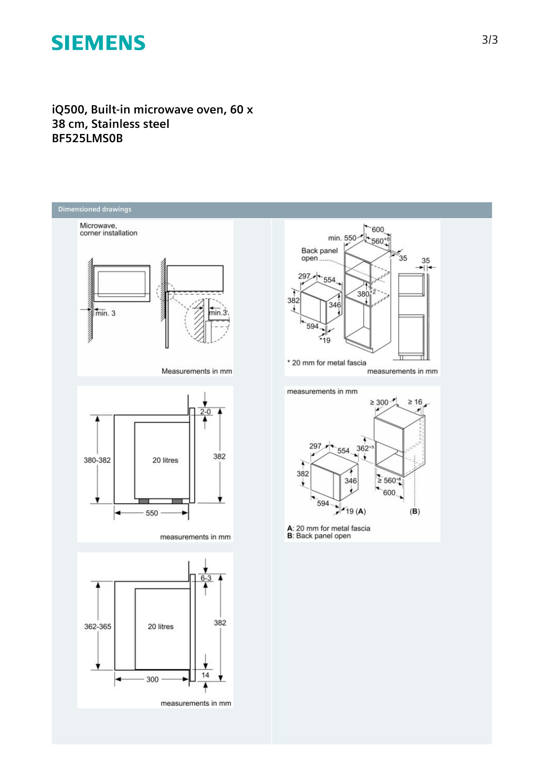# iQ500, Built-in microwave oven, 60 x 38 cm, Stainless steel
# BF525LMS0B

## Dimensioned drawings

Microwave, corner installation

min. 3

min.3

Measurements in mm

min. 550

600

560+8

Back panel open

35

35

297

554

380+2

382

346

594

*19

* 20 mm for metal fascia

measurements in mm

2-0

380-382

20 litres

382

550

measurements in mm

measurements in mm

≥ 300

≥ 16

297

554

362+3

382

346

≥ 560+8

600

594

19 (A)

(B)

A: 20 mm for metal fascia
B: Back panel open

6-3

362-365

20 litres

382

14

300

measurements in mm